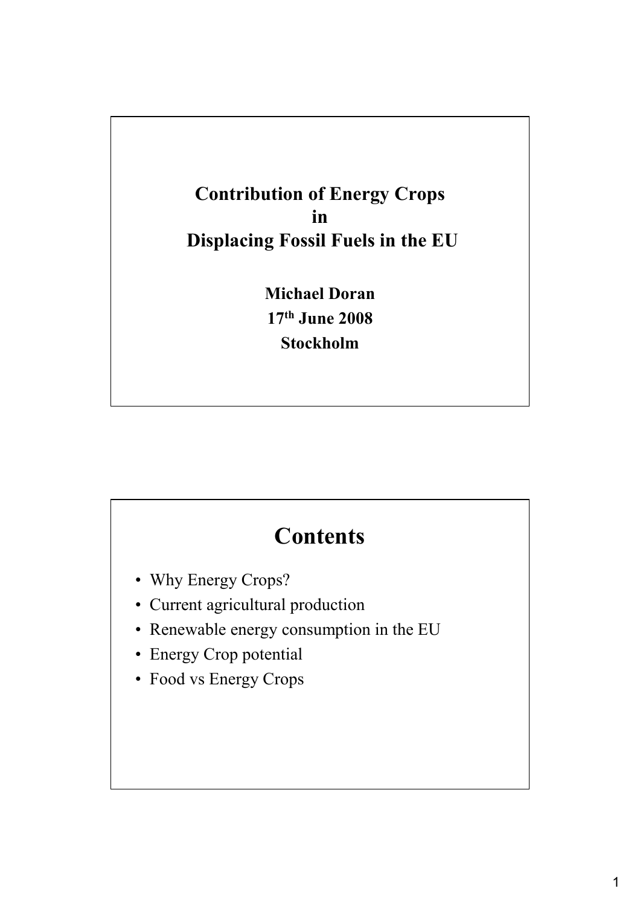# Contribution of Energy Crops in Displacing Fossil Fuels in the EU

**Michael Doran**

**17th June 2008**

**Stockholm**

## Contents

- Why Energy Crops?
- Current agricultural production
- Renewable energy consumption in the EU
- Energy Crop potential
- Food vs Energy Crops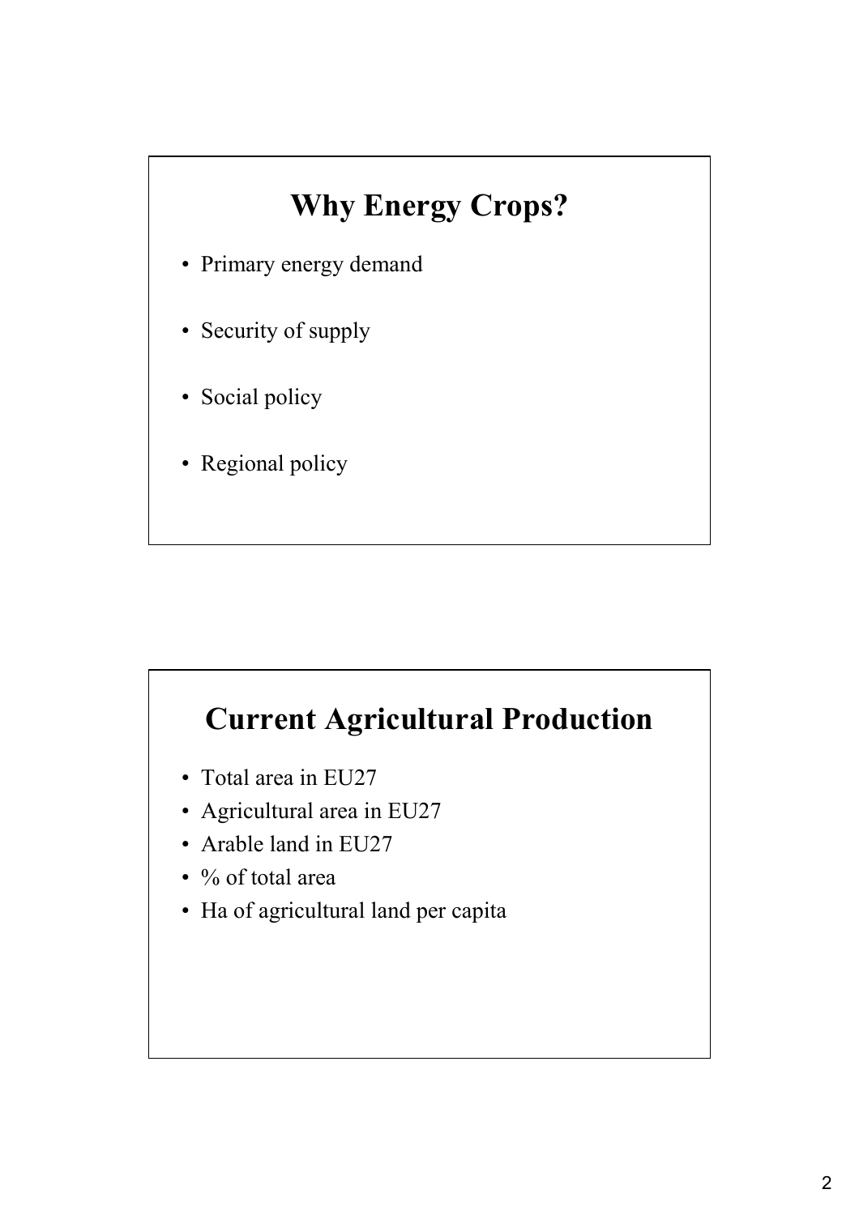## Why Energy Crops?

- Primary energy demand
- Security of supply
- Social policy
- Regional policy

## Current Agricultural Production

- Total area in EU27
- Agricultural area in EU27
- Arable land in EU27
- % of total area
- Ha of agricultural land per capita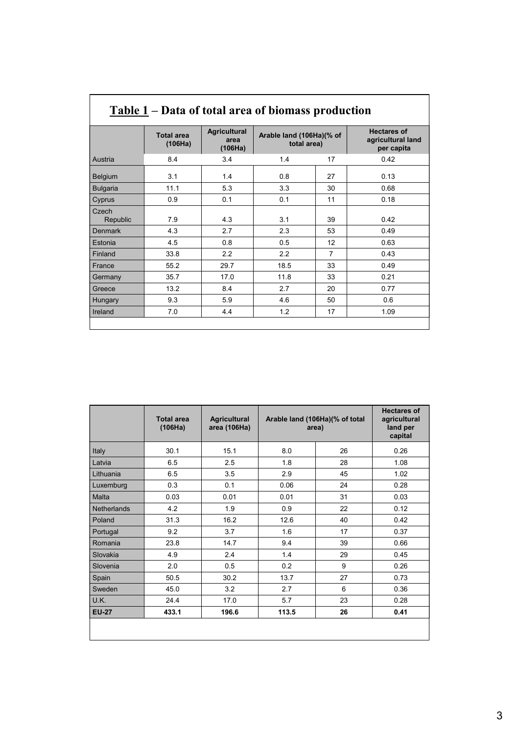## **Table 1** – Data of total area of biomass production

| | Total area (106Ha) | Agricultural area (106Ha) | Arable land (106Ha)(% of total area) | | Hectares of agricultural land per capita |
|---|---|---|---|---|---|
| Austria | 8.4 | 3.4 | 1.4 | 17 | 0.42 |
| Belgium | 3.1 | 1.4 | 0.8 | 27 | 0.13 |
| Bulgaria | 11.1 | 5.3 | 3.3 | 30 | 0.68 |
| Cyprus | 0.9 | 0.1 | 0.1 | 11 | 0.18 |
| Czech Republic | 7.9 | 4.3 | 3.1 | 39 | 0.42 |
| Denmark | 4.3 | 2.7 | 2.3 | 53 | 0.49 |
| Estonia | 4.5 | 0.8 | 0.5 | 12 | 0.63 |
| Finland | 33.8 | 2.2 | 2.2 | 7 | 0.43 |
| France | 55.2 | 29.7 | 18.5 | 33 | 0.49 |
| Germany | 35.7 | 17.0 | 11.8 | 33 | 0.21 |
| Greece | 13.2 | 8.4 | 2.7 | 20 | 0.77 |
| Hungary | 9.3 | 5.9 | 4.6 | 50 | 0.6 |
| Ireland | 7.0 | 4.4 | 1.2 | 17 | 1.09 |
| Italy | 30.1 | 15.1 | 8.0 | 26 | 0.26 |
| Latvia | 6.5 | 2.5 | 1.8 | 28 | 1.08 |
| Lithuania | 6.5 | 3.5 | 2.9 | 45 | 1.02 |
| Luxemburg | 0.3 | 0.1 | 0.06 | 24 | 0.28 |
| Malta | 0.03 | 0.01 | 0.01 | 31 | 0.03 |
| Netherlands | 4.2 | 1.9 | 0.9 | 22 | 0.12 |
| Poland | 31.3 | 16.2 | 12.6 | 40 | 0.42 |
| Portugal | 9.2 | 3.7 | 1.6 | 17 | 0.37 |
| Romania | 23.8 | 14.7 | 9.4 | 39 | 0.66 |
| Slovakia | 4.9 | 2.4 | 1.4 | 29 | 0.45 |
| Slovenia | 2.0 | 0.5 | 0.2 | 9 | 0.26 |
| Spain | 50.5 | 30.2 | 13.7 | 27 | 0.73 |
| Sweden | 45.0 | 3.2 | 2.7 | 6 | 0.36 |
| U.K. | 24.4 | 17.0 | 5.7 | 23 | 0.28 |
| **EU-27** | **433.1** | **196.6** | **113.5** | **26** | **0.41** |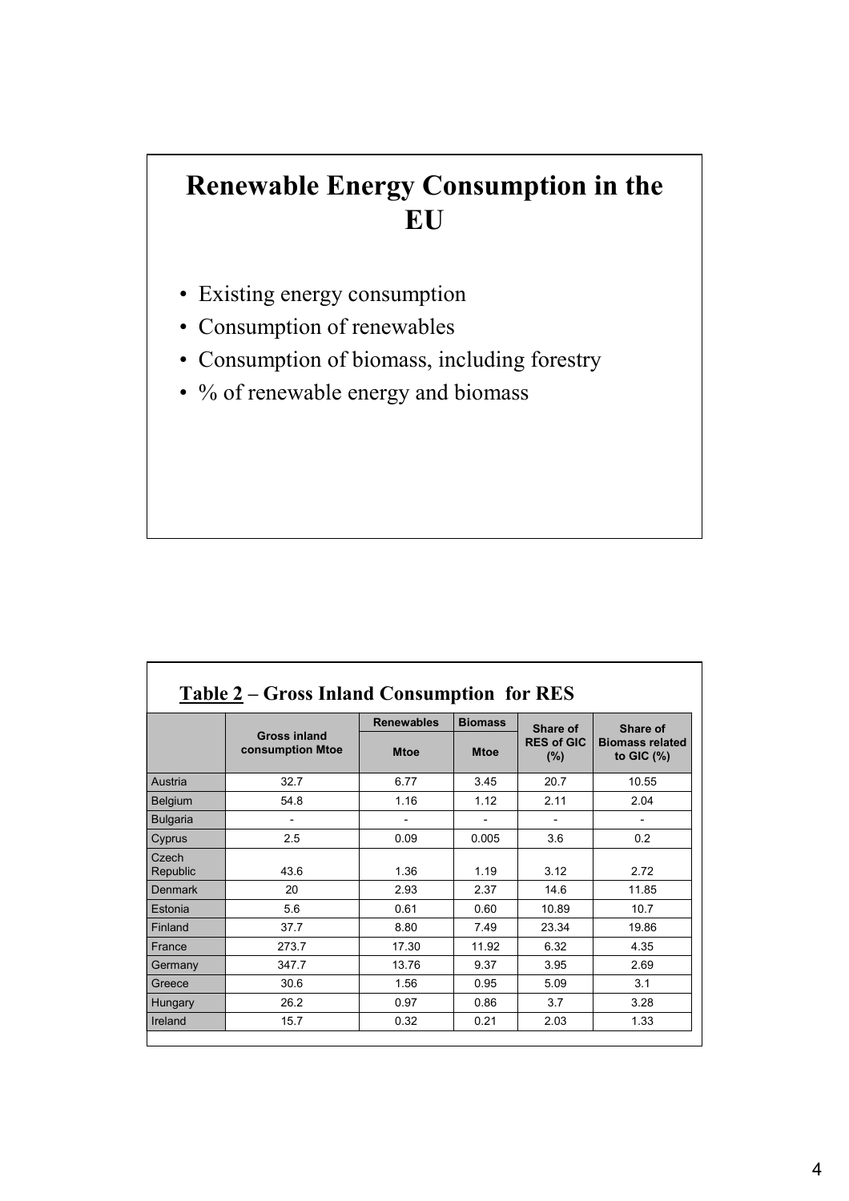# Renewable Energy Consumption in the EU

- Existing energy consumption
- Consumption of renewables
- Consumption of biomass, including forestry
- % of renewable energy and biomass

## Table 2 – Gross Inland Consumption for RES

| | Gross inland consumption Mtoe | Renewables | Biomass | Share of RES of GIC (%) | Share of Biomass related to GIC (%) |
|---|---|---|---|---|---|
| | | Mtoe | Mtoe | | |
| Austria | 32.7 | 6.77 | 3.45 | 20.7 | 10.55 |
| Belgium | 54.8 | 1.16 | 1.12 | 2.11 | 2.04 |
| Bulgaria | - | - | - | - | - |
| Cyprus | 2.5 | 0.09 | 0.005 | 3.6 | 0.2 |
| Czech Republic | 43.6 | 1.36 | 1.19 | 3.12 | 2.72 |
| Denmark | 20 | 2.93 | 2.37 | 14.6 | 11.85 |
| Estonia | 5.6 | 0.61 | 0.60 | 10.89 | 10.7 |
| Finland | 37.7 | 8.80 | 7.49 | 23.34 | 19.86 |
| France | 273.7 | 17.30 | 11.92 | 6.32 | 4.35 |
| Germany | 347.7 | 13.76 | 9.37 | 3.95 | 2.69 |
| Greece | 30.6 | 1.56 | 0.95 | 5.09 | 3.1 |
| Hungary | 26.2 | 0.97 | 0.86 | 3.7 | 3.28 |
| Ireland | 15.7 | 0.32 | 0.21 | 2.03 | 1.33 |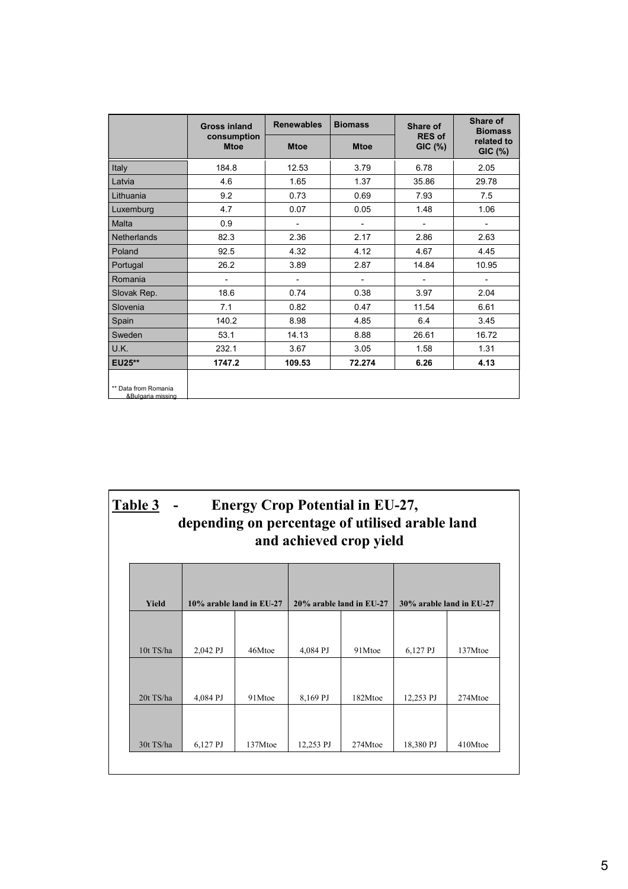| | Gross inland consumption Mtoe | Renewables Mtoe | Biomass Mtoe | Share of RES of GIC (%) | Share of Biomass related to GIC (%) |
|---|---|---|---|---|---|
| Italy | 184.8 | 12.53 | 3.79 | 6.78 | 2.05 |
| Latvia | 4.6 | 1.65 | 1.37 | 35.86 | 29.78 |
| Lithuania | 9.2 | 0.73 | 0.69 | 7.93 | 7.5 |
| Luxemburg | 4.7 | 0.07 | 0.05 | 1.48 | 1.06 |
| Malta | 0.9 | - | - | - | - |
| Netherlands | 82.3 | 2.36 | 2.17 | 2.86 | 2.63 |
| Poland | 92.5 | 4.32 | 4.12 | 4.67 | 4.45 |
| Portugal | 26.2 | 3.89 | 2.87 | 14.84 | 10.95 |
| Romania | - | - | - | - | - |
| Slovak Rep. | 18.6 | 0.74 | 0.38 | 3.97 | 2.04 |
| Slovenia | 7.1 | 0.82 | 0.47 | 11.54 | 6.61 |
| Spain | 140.2 | 8.98 | 4.85 | 6.4 | 3.45 |
| Sweden | 53.1 | 14.13 | 8.88 | 26.61 | 16.72 |
| U.K. | 232.1 | 3.67 | 3.05 | 1.58 | 1.31 |
| **EU25**** | **1747.2** | **109.53** | **72.274** | **6.26** | **4.13** |

** Data from Romania &Bulgaria missing

## Table 3 - Energy Crop Potential in EU-27, depending on percentage of utilised arable land and achieved crop yield

| Yield | 10% arable land in EU-27 | | 20% arable land in EU-27 | | 30% arable land in EU-27 | |
|---|---|---|---|---|---|---|
| 10t TS/ha | 2,042 PJ | 46Mtoe | 4,084 PJ | 91Mtoe | 6,127 PJ | 137Mtoe |
| 20t TS/ha | 4,084 PJ | 91Mtoe | 8,169 PJ | 182Mtoe | 12,253 PJ | 274Mtoe |
| 30t TS/ha | 6,127 PJ | 137Mtoe | 12,253 PJ | 274Mtoe | 18,380 PJ | 410Mtoe |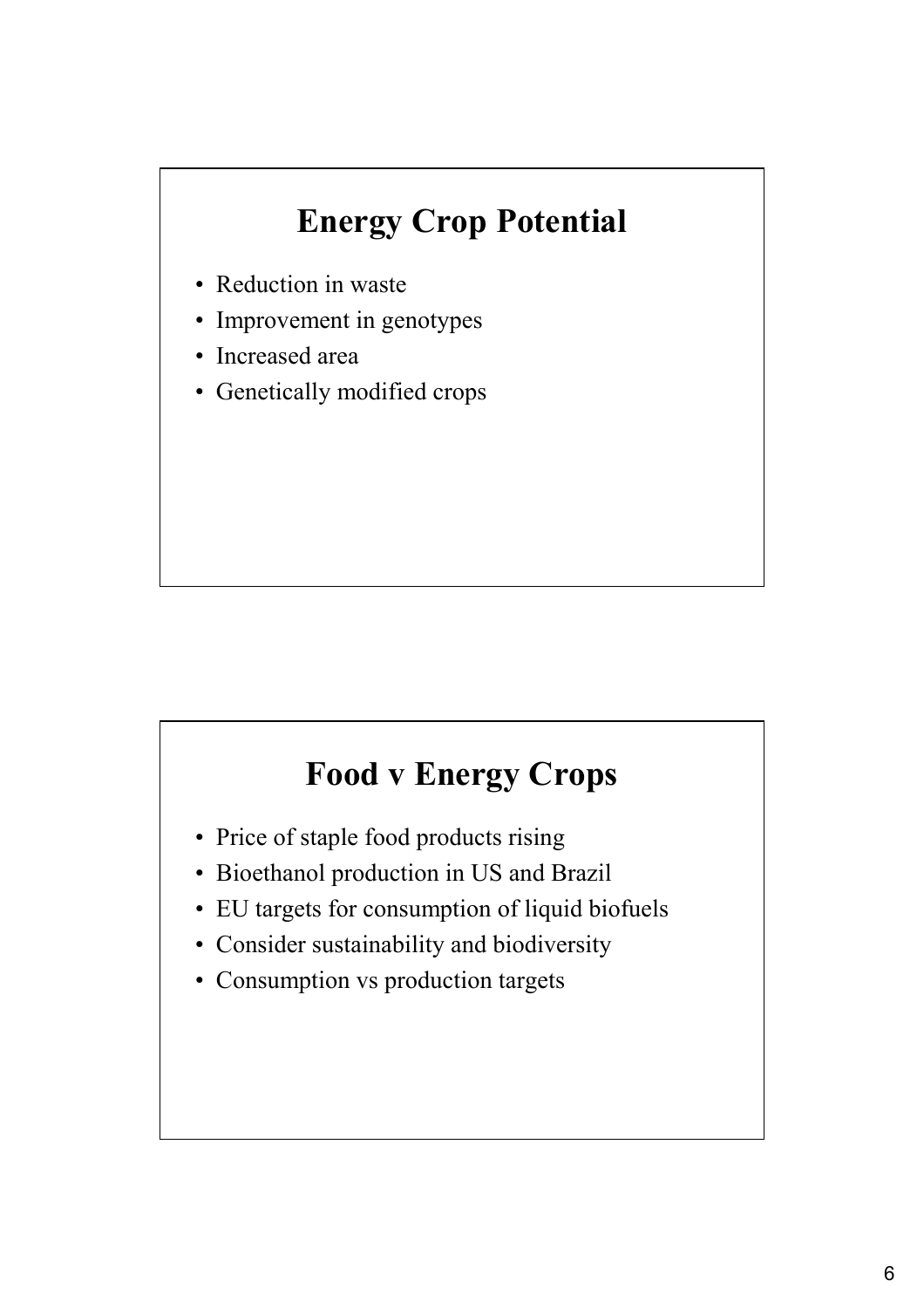## Energy Crop Potential

- Reduction in waste
- Improvement in genotypes
- Increased area
- Genetically modified crops

## Food v Energy Crops

- Price of staple food products rising
- Bioethanol production in US and Brazil
- EU targets for consumption of liquid biofuels
- Consider sustainability and biodiversity
- Consumption vs production targets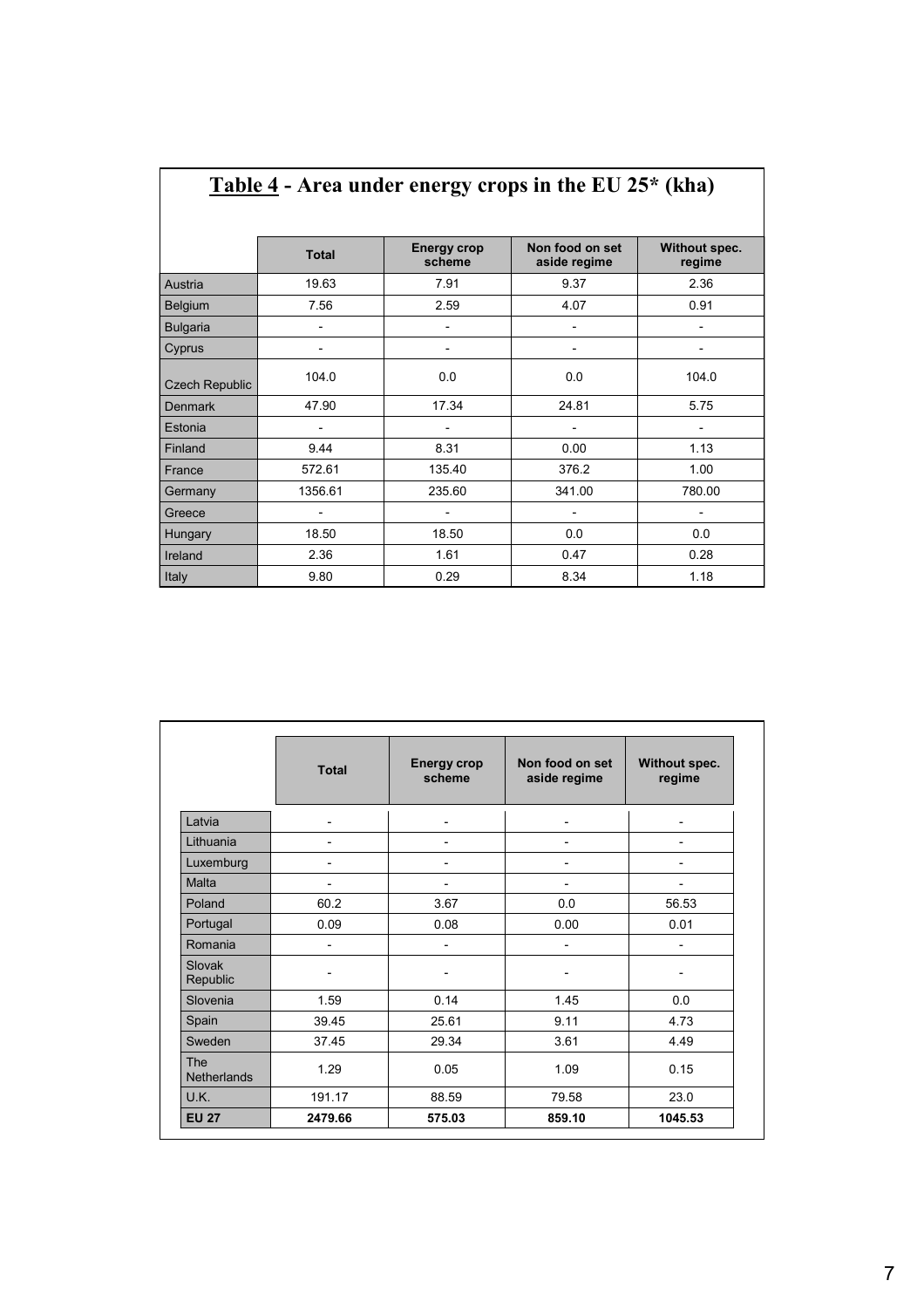## Table 4 - Area under energy crops in the EU 25* (kha)

| | Total | Energy crop scheme | Non food on set aside regime | Without spec. regime |
|---|---|---|---|---|
| Austria | 19.63 | 7.91 | 9.37 | 2.36 |
| Belgium | 7.56 | 2.59 | 4.07 | 0.91 |
| Bulgaria | - | - | - | - |
| Cyprus | - | - | - | - |
| Czech Republic | 104.0 | 0.0 | 0.0 | 104.0 |
| Denmark | 47.90 | 17.34 | 24.81 | 5.75 |
| Estonia | - | - | - | - |
| Finland | 9.44 | 8.31 | 0.00 | 1.13 |
| France | 572.61 | 135.40 | 376.2 | 1.00 |
| Germany | 1356.61 | 235.60 | 341.00 | 780.00 |
| Greece | - | - | - | - |
| Hungary | 18.50 | 18.50 | 0.0 | 0.0 |
| Ireland | 2.36 | 1.61 | 0.47 | 0.28 |
| Italy | 9.80 | 0.29 | 8.34 | 1.18 |
| Latvia | - | - | - | - |
| Lithuania | - | - | - | - |
| Luxemburg | - | - | - | - |
| Malta | - | - | - | - |
| Poland | 60.2 | 3.67 | 0.0 | 56.53 |
| Portugal | 0.09 | 0.08 | 0.00 | 0.01 |
| Romania | - | - | - | - |
| Slovak Republic | - | - | - | - |
| Slovenia | 1.59 | 0.14 | 1.45 | 0.0 |
| Spain | 39.45 | 25.61 | 9.11 | 4.73 |
| Sweden | 37.45 | 29.34 | 3.61 | 4.49 |
| The Netherlands | 1.29 | 0.05 | 1.09 | 0.15 |
| U.K. | 191.17 | 88.59 | 79.58 | 23.0 |
| **EU 27** | **2479.66** | **575.03** | **859.10** | **1045.53** |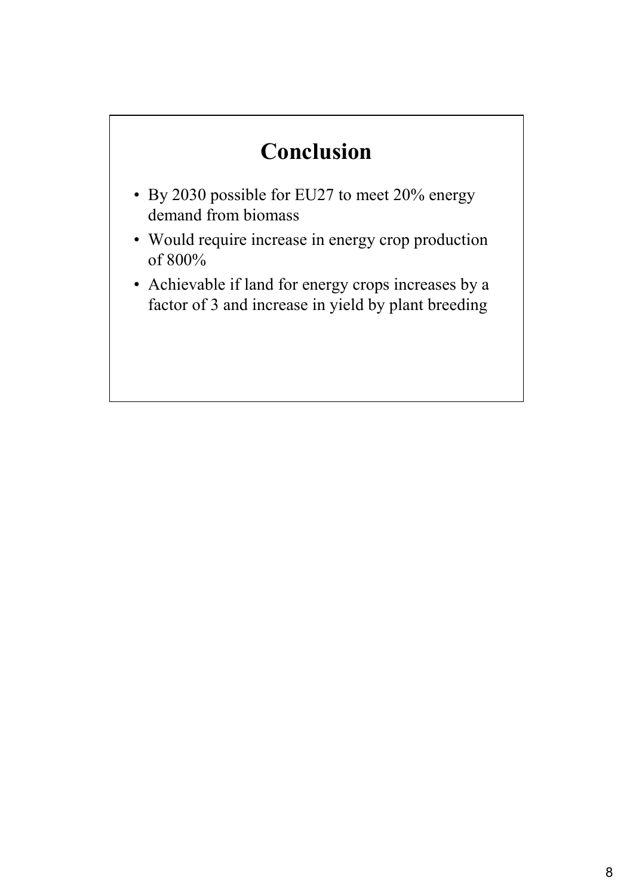# Conclusion

- By 2030 possible for EU27 to meet 20% energy demand from biomass
- Would require increase in energy crop production of 800%
- Achievable if land for energy crops increases by a factor of 3 and increase in yield by plant breeding